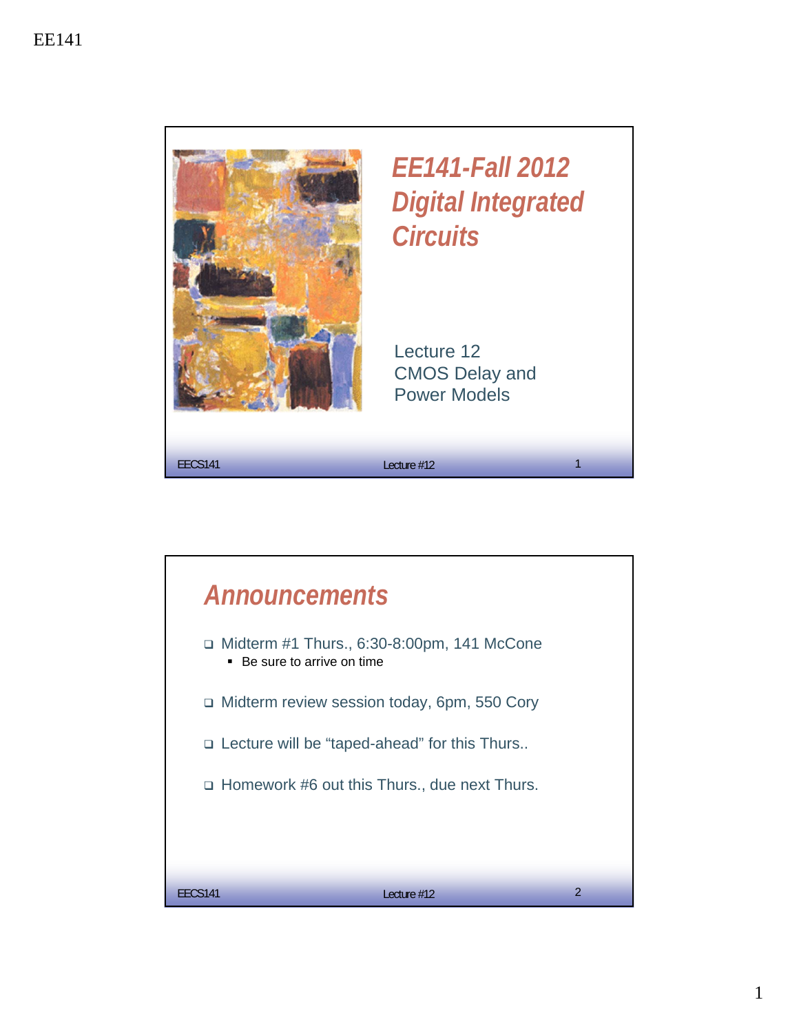# EE141-Fall 2012 Digital Integrated Circuits

Lecture 12
CMOS Delay and Power Models

## Announcements

- Midterm #1 Thurs., 6:30-8:00pm, 141 McCone
  - Be sure to arrive on time
- Midterm review session today, 6pm, 550 Cory
- Lecture will be “taped-ahead” for this Thurs..
- Homework #6 out this Thurs., due next Thurs.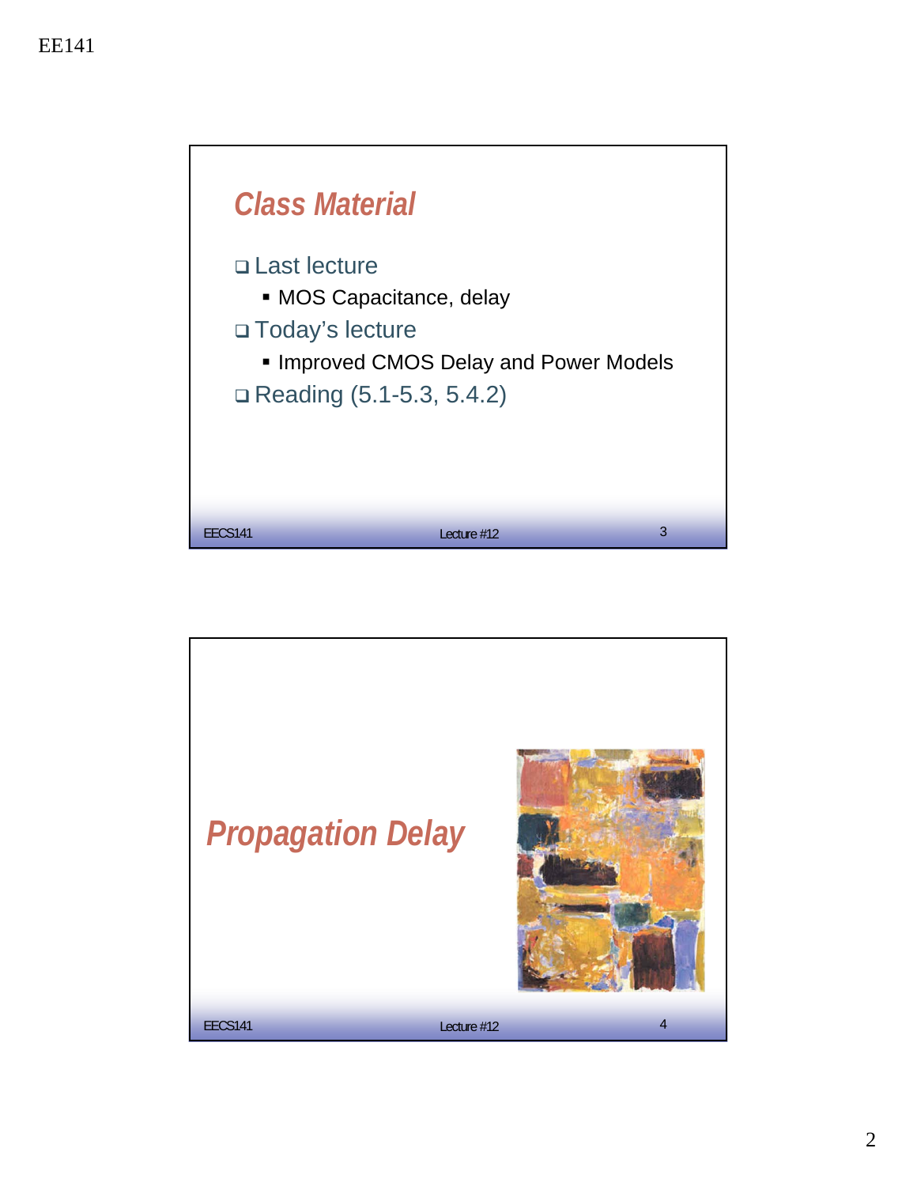## Class Material

- Last lecture
  - MOS Capacitance, delay
- Today's lecture
  - Improved CMOS Delay and Power Models
- Reading (5.1-5.3, 5.4.2)

## Propagation Delay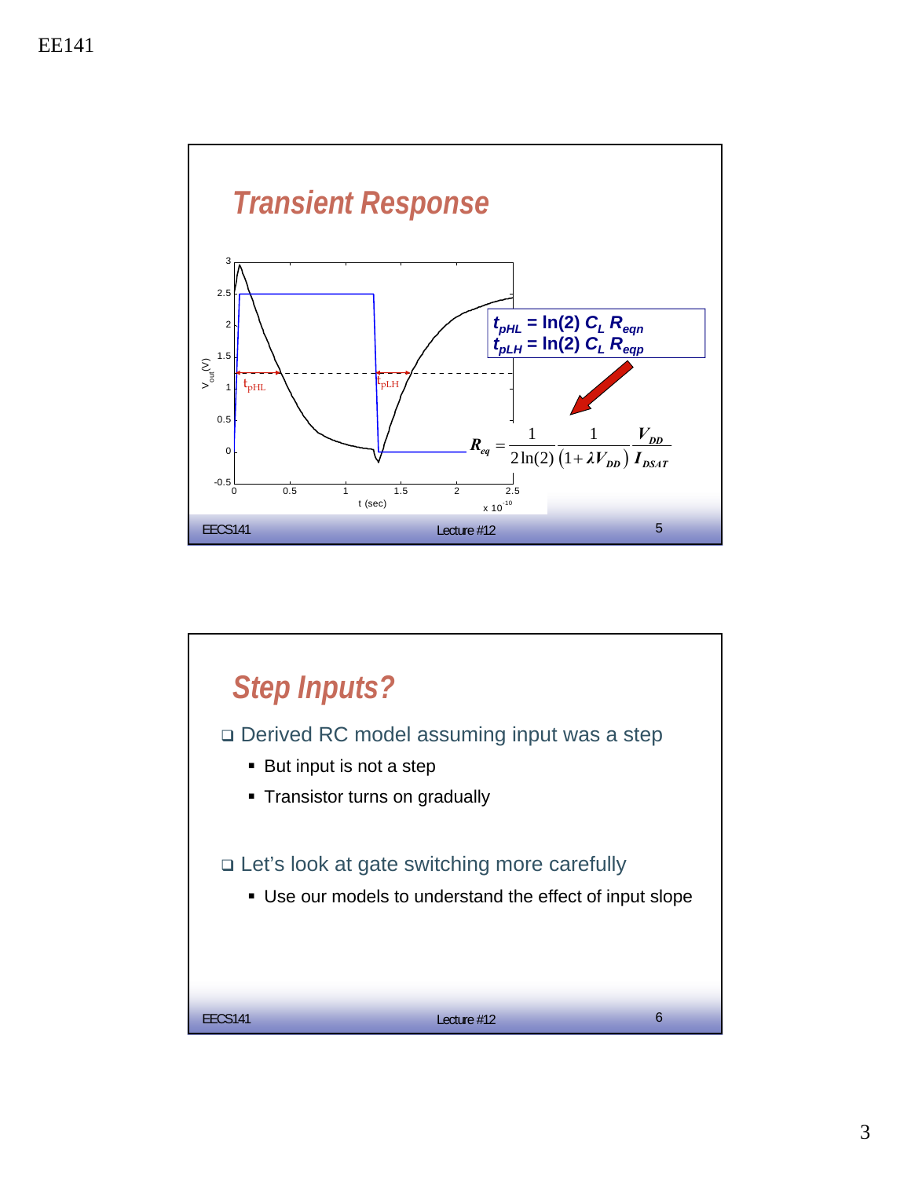## Transient Response

$t_{pHL} = \ln(2)\, C_L\, R_{eqn}$
$t_{pLH} = \ln(2)\, C_L\, R_{eqp}$

$$R_{eq} = \frac{1}{2\ln(2)} \frac{1}{(1+\lambda V_{DD})} \frac{V_{DD}}{I_{DSAT}}$$

## Step Inputs?

- Derived RC model assuming input was a step
  - But input is not a step
  - Transistor turns on gradually
- Let's look at gate switching more carefully
  - Use our models to understand the effect of input slope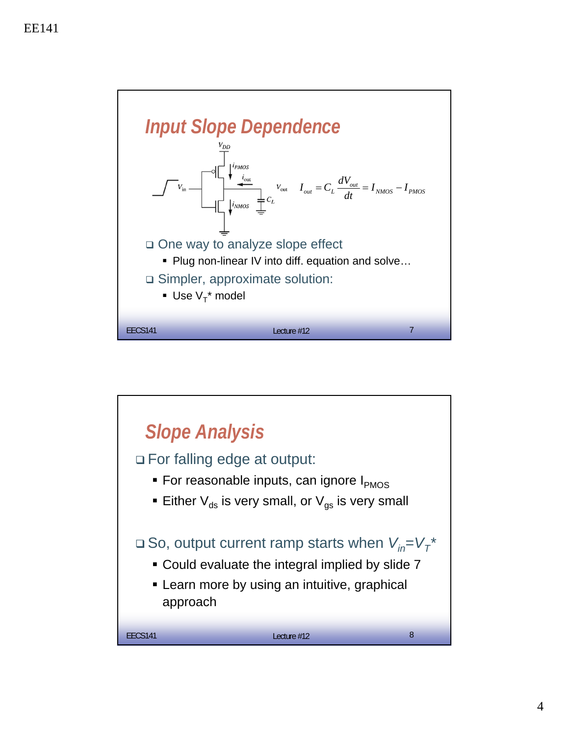## Input Slope Dependence

$$I_{out} = C_L \frac{dV_{out}}{dt} = I_{NMOS} - I_{PMOS}$$

- One way to analyze slope effect
  - Plug non-linear IV into diff. equation and solve…
- Simpler, approximate solution:
  - Use $V_T$* model

## Slope Analysis

- For falling edge at output:
  - For reasonable inputs, can ignore $I_{PMOS}$
  - Either $V_{ds}$ is very small, or $V_{gs}$ is very small
- So, output current ramp starts when $V_{in}=V_T^*$
  - Could evaluate the integral implied by slide 7
  - Learn more by using an intuitive, graphical approach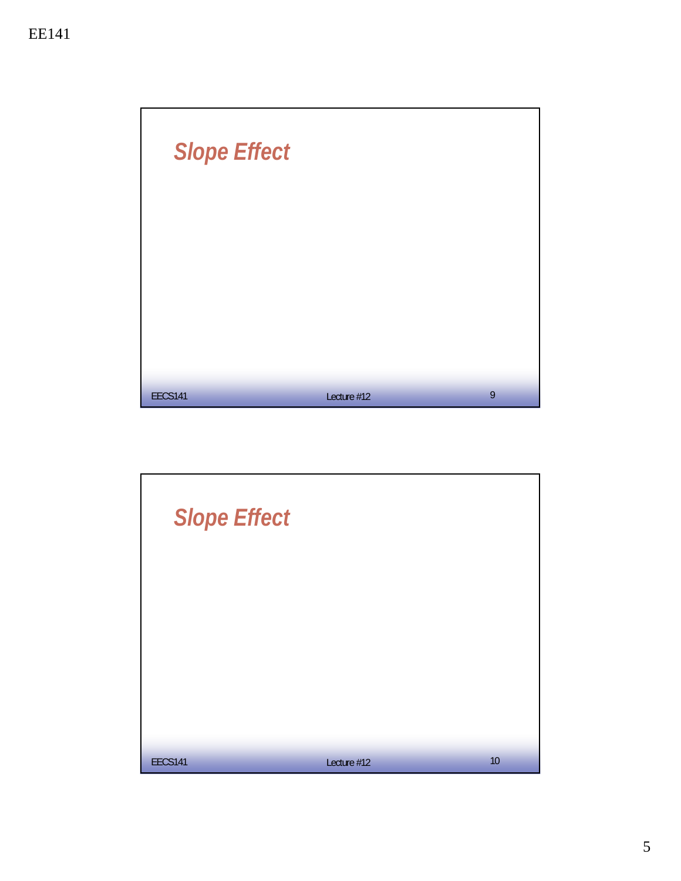## Slope Effect

## Slope Effect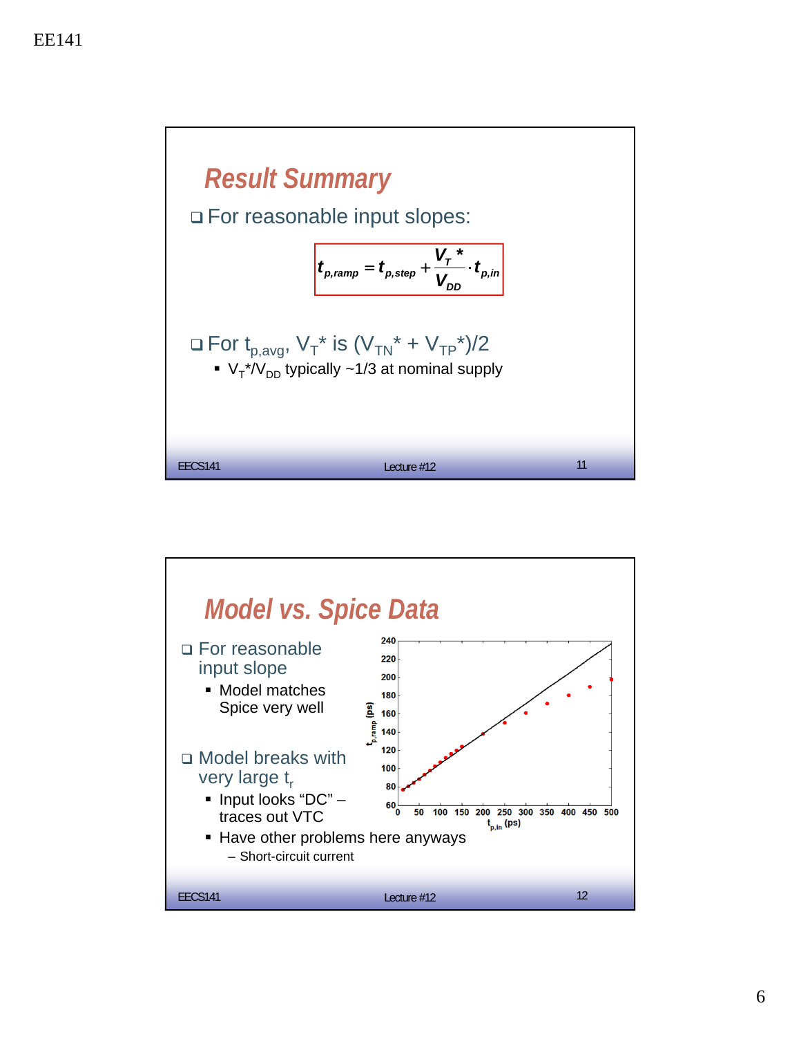## Result Summary

- For reasonable input slopes:

$$t_{p,ramp} = t_{p,step} + \frac{V_T^*}{V_{DD}} \cdot t_{p,in}$$

- For $t_{p,avg}$, $V_T^*$ is $(V_{TN}^* + V_{TP}^*)/2$
  - $V_T^*/V_{DD}$ typically ~1/3 at nominal supply

## Model vs. Spice Data

- For reasonable input slope
  - Model matches Spice very well
- Model breaks with very large $t_r$
  - Input looks "DC" – traces out VTC
  - Have other problems here anyways
    - Short-circuit current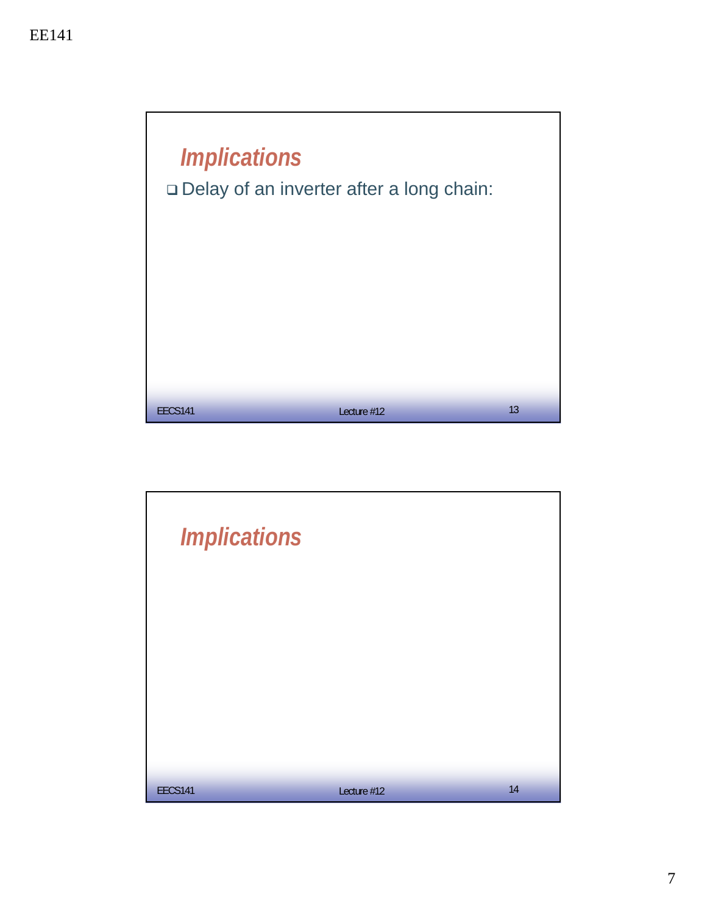## Implications

- Delay of an inverter after a long chain:

## Implications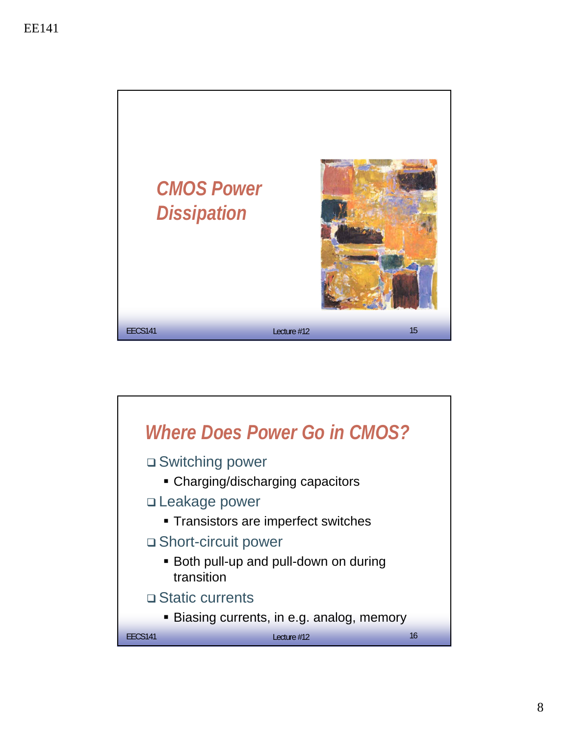## CMOS Power Dissipation

## Where Does Power Go in CMOS?

- Switching power
  - Charging/discharging capacitors
- Leakage power
  - Transistors are imperfect switches
- Short-circuit power
  - Both pull-up and pull-down on during transition
- Static currents
  - Biasing currents, in e.g. analog, memory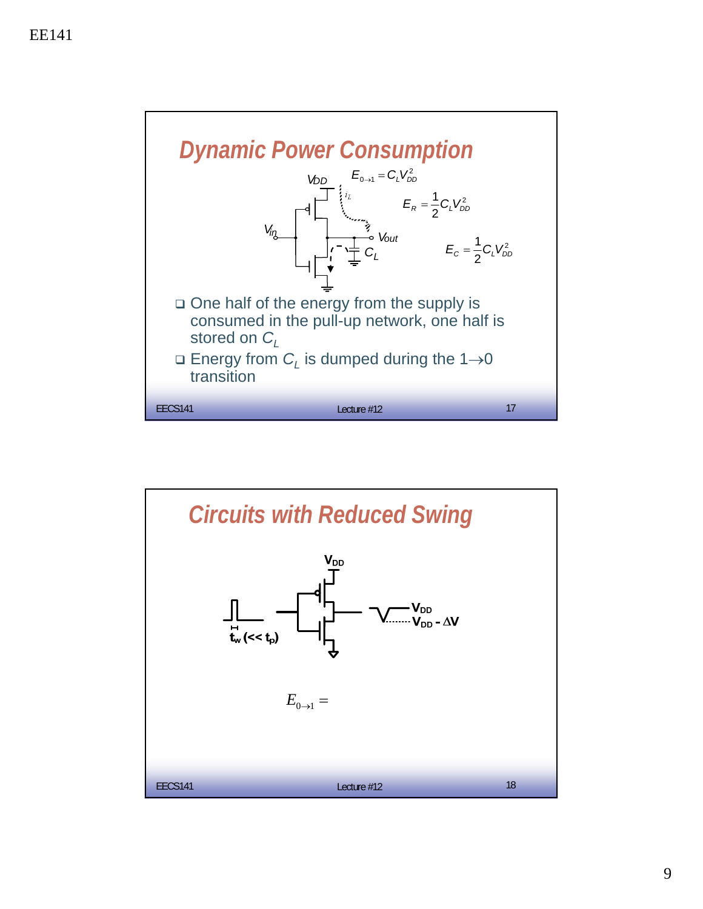## Dynamic Power Consumption

$V_{DD}$

$E_{0 \to 1} = C_L V_{DD}^2$

$i_L$

$E_R = \frac{1}{2} C_L V_{DD}^2$

$V_{in}$

$V_{out}$

$C_L$

$E_C = \frac{1}{2} C_L V_{DD}^2$

- One half of the energy from the supply is consumed in the pull-up network, one half is stored on $C_L$
- Energy from $C_L$ is dumped during the $1 \to 0$ transition

## Circuits with Reduced Swing

$V_{DD}$

$t_w$ ($<< t_p$)

$V_{DD}$

$V_{DD} - \Delta V$

$$E_{0 \to 1} =$$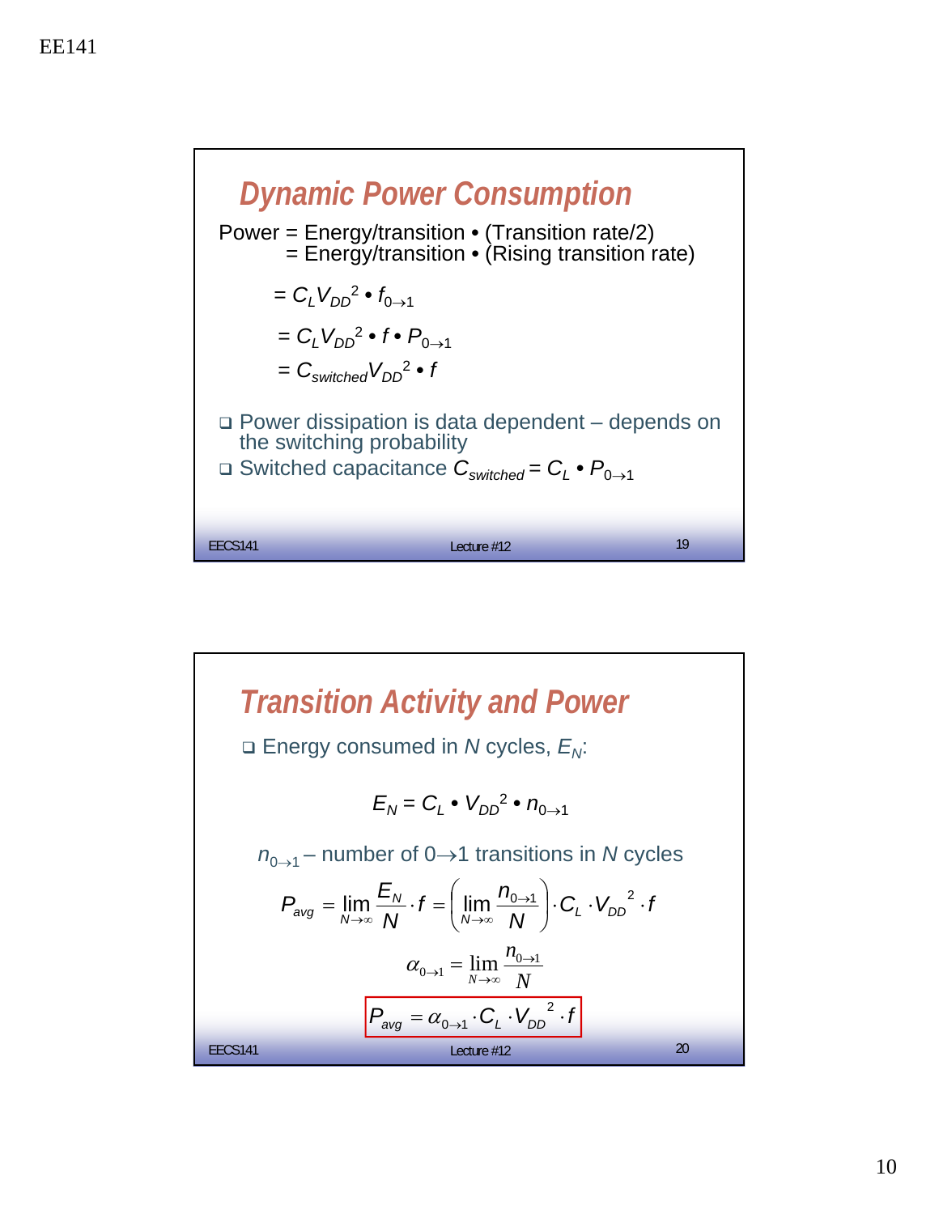## Dynamic Power Consumption

Power = Energy/transition • (Transition rate/2)
 = Energy/transition • (Rising transition rate)

$$= C_L V_{DD}^2 \bullet f_{0\rightarrow 1}$$

$$= C_L V_{DD}^2 \bullet f \bullet P_{0\rightarrow 1}$$

$$= C_{switched} V_{DD}^2 \bullet f$$

- Power dissipation is data dependent – depends on the switching probability
- Switched capacitance $C_{switched} = C_L \bullet P_{0\rightarrow 1}$

## Transition Activity and Power

- Energy consumed in $N$ cycles, $E_N$:

$$E_N = C_L \bullet V_{DD}^2 \bullet n_{0\rightarrow 1}$$

$n_{0\rightarrow 1}$ – number of $0\rightarrow 1$ transitions in $N$ cycles

$$P_{avg} = \lim_{N\rightarrow\infty} \frac{E_N}{N} \cdot f = \left( \lim_{N\rightarrow\infty} \frac{n_{0\rightarrow 1}}{N} \right) \cdot C_L \cdot V_{DD}^2 \cdot f$$

$$\alpha_{0\rightarrow 1} = \lim_{N\rightarrow\infty} \frac{n_{0\rightarrow 1}}{N}$$

$$\boxed{P_{avg} = \alpha_{0\rightarrow 1} \cdot C_L \cdot V_{DD}^2 \cdot f}$$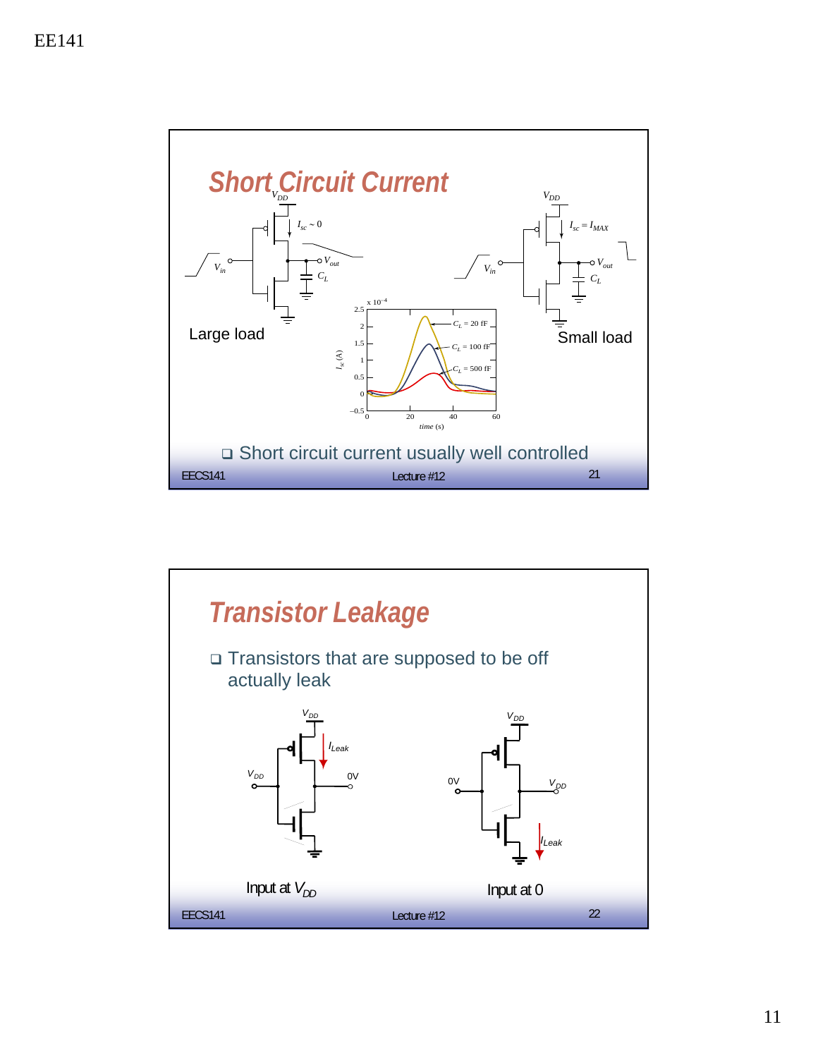## Short Circuit Current

$V_{DD}$

$I_{sc} \sim 0$

$V_{in}$

$V_{out}$

$C_L$

Large load

$V_{DD}$

$I_{sc} = I_{MAX}$

$V_{in}$

$V_{out}$

$C_L$

Small load

x $10^{-4}$

$I_{sc}$ (A)

$C_L$ = 20 fF

$C_L$ = 100 fF

$C_L$ = 500 fF

time (s)

- Short circuit current usually well controlled

## Transistor Leakage

- Transistors that are supposed to be off actually leak

$V_{DD}$

$I_{Leak}$

$V_{DD}$

0V

Input at $V_{DD}$

$V_{DD}$

0V

$V_{DD}$

$I_{Leak}$

Input at 0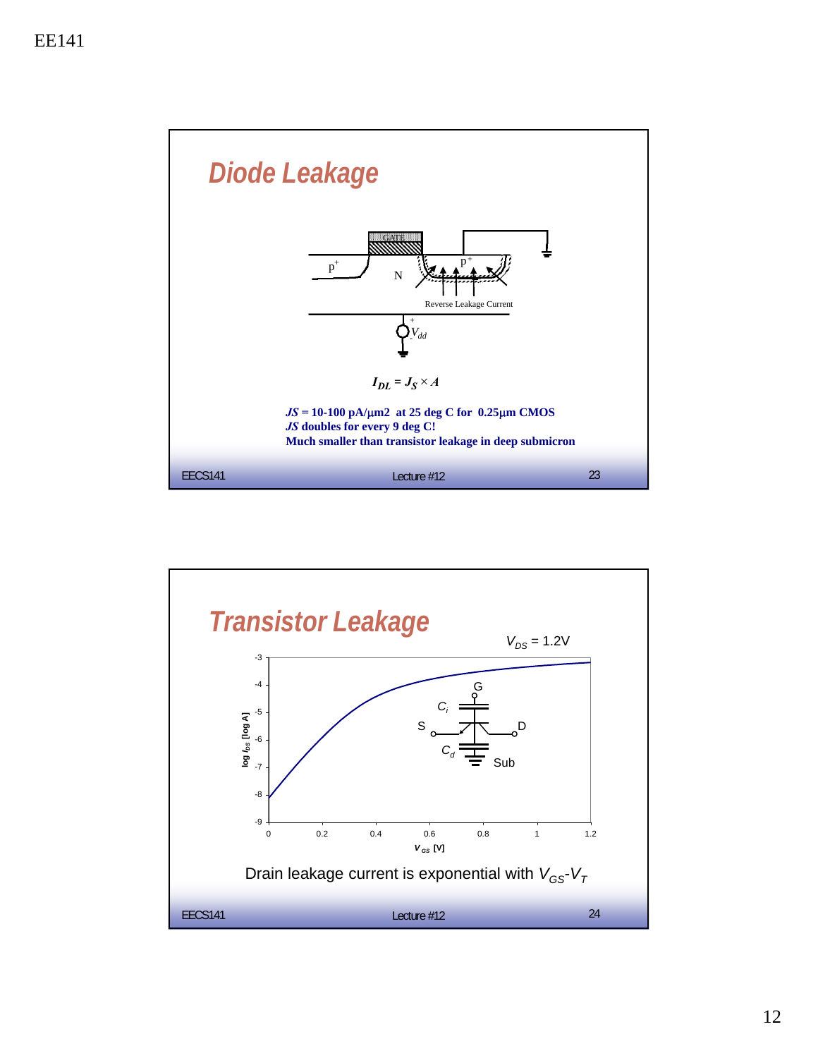## Diode Leakage

GATE

$p^+$

N

$p^+$

Reverse Leakage Current

$V_{dd}$

$$I_{DL} = J_S \times A$$

**$JS$ = 10-100 pA/μm2 at 25 deg C for 0.25μm CMOS**
**$JS$ doubles for every 9 deg C!**
**Much smaller than transistor leakage in deep submicron**

## Transistor Leakage

$V_{DS}$ = 1.2V

log $I_{DS}$ [log A]

$V_{GS}$ [V]

G, $C_i$, S, D, $C_d$, Sub

Drain leakage current is exponential with $V_{GS}$-$V_T$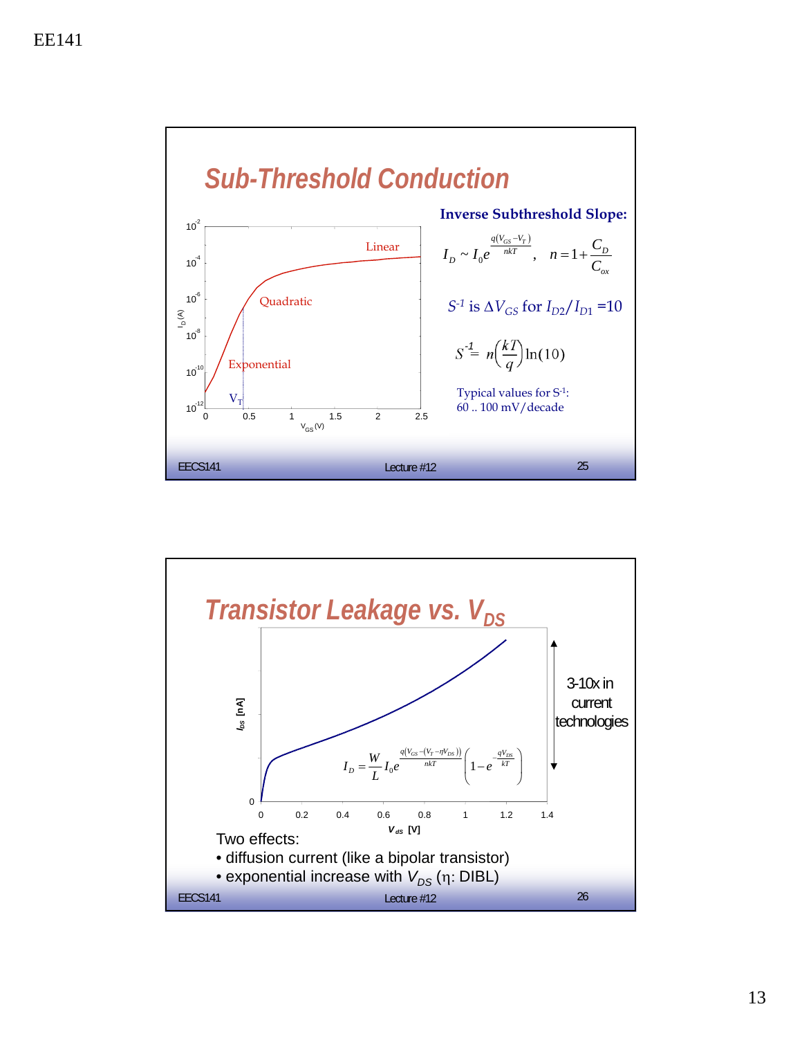## Sub-Threshold Conduction

**Inverse Subthreshold Slope:**

$$I_D \sim I_0 e^{\frac{q(V_{GS}-V_T)}{nkT}}, \quad n = 1 + \frac{C_D}{C_{ox}}$$

$S^{-1}$ is $\Delta V_{GS}$ for $I_{D2}/I_{D1} = 10$

$$S^{-1} = n\left(\frac{kT}{q}\right)\ln(10)$$

Typical values for $S^{-1}$:
60 .. 100 mV/decade

## Transistor Leakage vs. $V_{DS}$

$$I_D = \frac{W}{L} I_0 e^{\frac{q(V_{GS}-(V_T-\eta V_{DS}))}{nkT}}\left(1 - e^{-\frac{qV_{DS}}{kT}}\right)$$

3-10x in current technologies

Two effects:

- diffusion current (like a bipolar transistor)
- exponential increase with $V_{DS}$ ($\eta$: DIBL)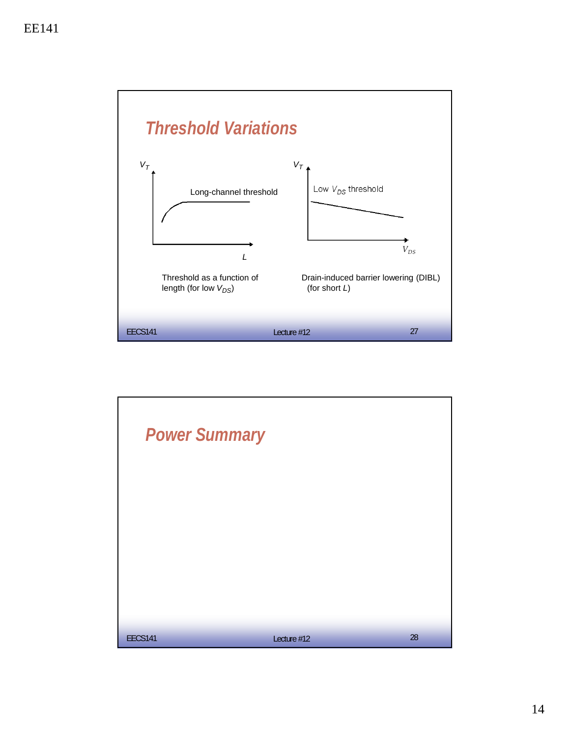## Threshold Variations

$V_T$

Long-channel threshold

$L$

Threshold as a function of length (for low $V_{DS}$)

$V_T$

Low $V_{DS}$ threshold

$V_{DS}$

Drain-induced barrier lowering (DIBL) (for short $L$)

## Power Summary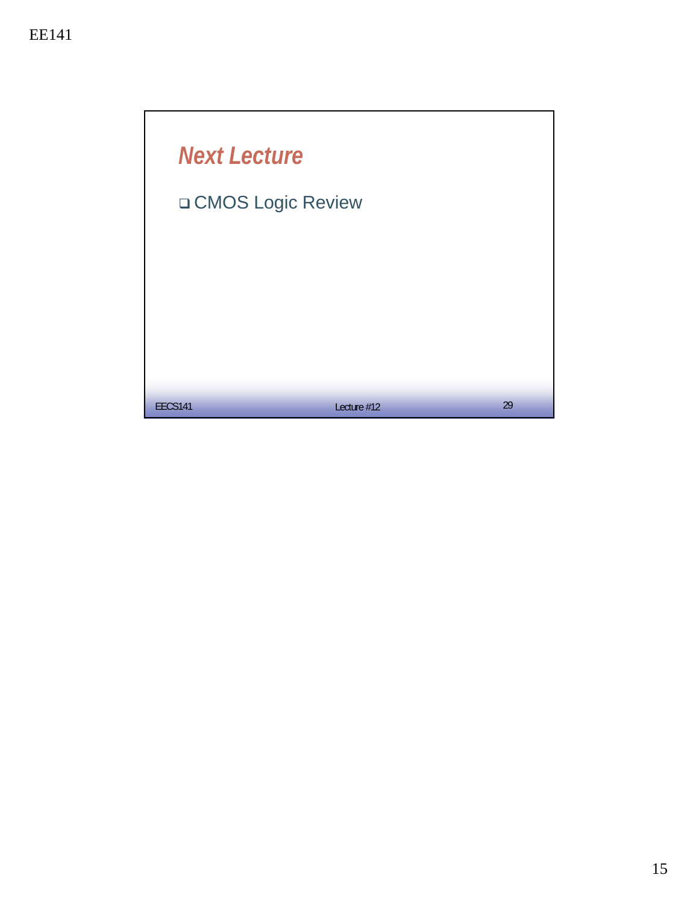## *Next Lecture*

- CMOS Logic Review